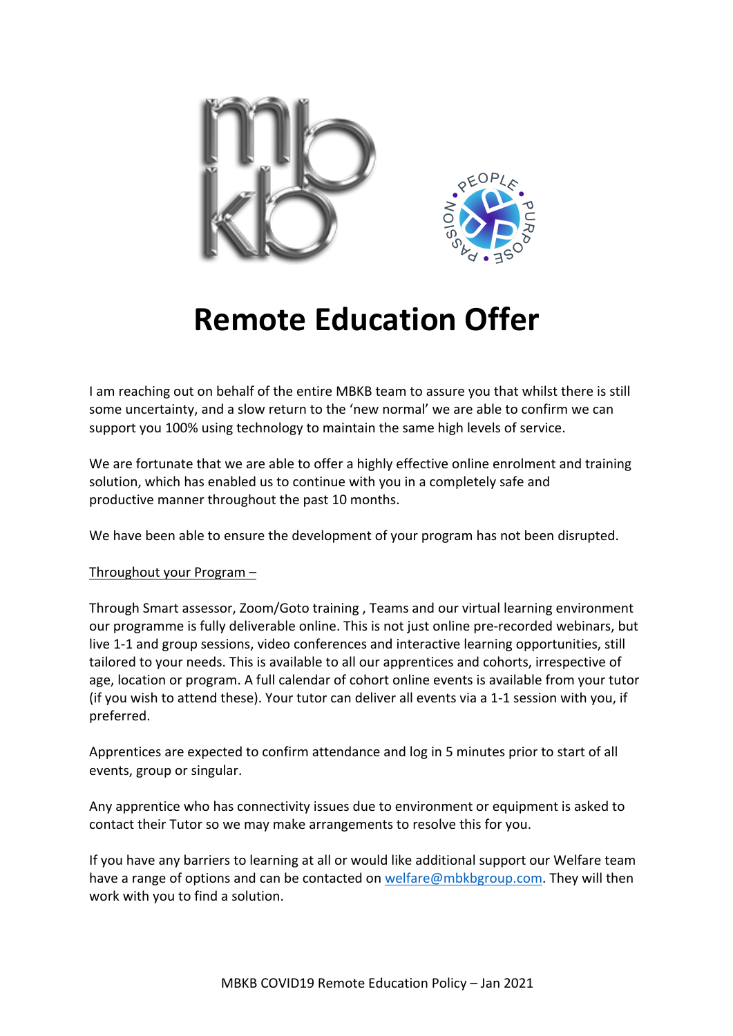# Remote Education Offer

I am reaching out on behalf of the entire MBKB team to assure you that whilst there is still some uncertainty, and a slow return to the 'new normal' we are able to confirm we can support you 100% using technology to maintain the same high levels of service.

We are fortunate that we are able to offer a highly effective online enrolment and training solution, which has enabled us to continue with you in a completely safe and productive manner throughout the past 10 months.

We have been able to ensure the development of your program has not been disrupted.

Throughout your Program –

Through Smart assessor, Zoom/Goto training , Teams and our virtual learning environment our programme is fully deliverable online. This is not just online pre-recorded webinars, but live 1-1 and group sessions, video conferences and interactive learning opportunities, still tailored to your needs. This is available to all our apprentices and cohorts, irrespective of age, location or program. A full calendar of cohort online events is available from your tutor (if you wish to attend these). Your tutor can deliver all events via a 1-1 session with you, if preferred.

Apprentices are expected to confirm attendance and log in 5 minutes prior to start of all events, group or singular.

Any apprentice who has connectivity issues due to environment or equipment is asked to contact their Tutor so we may make arrangements to resolve this for you.

If you have any barriers to learning at all or would like additional support our Welfare team have a range of options and can be contacted on welfare@mbkbgroup.com. They will then work with you to find a solution.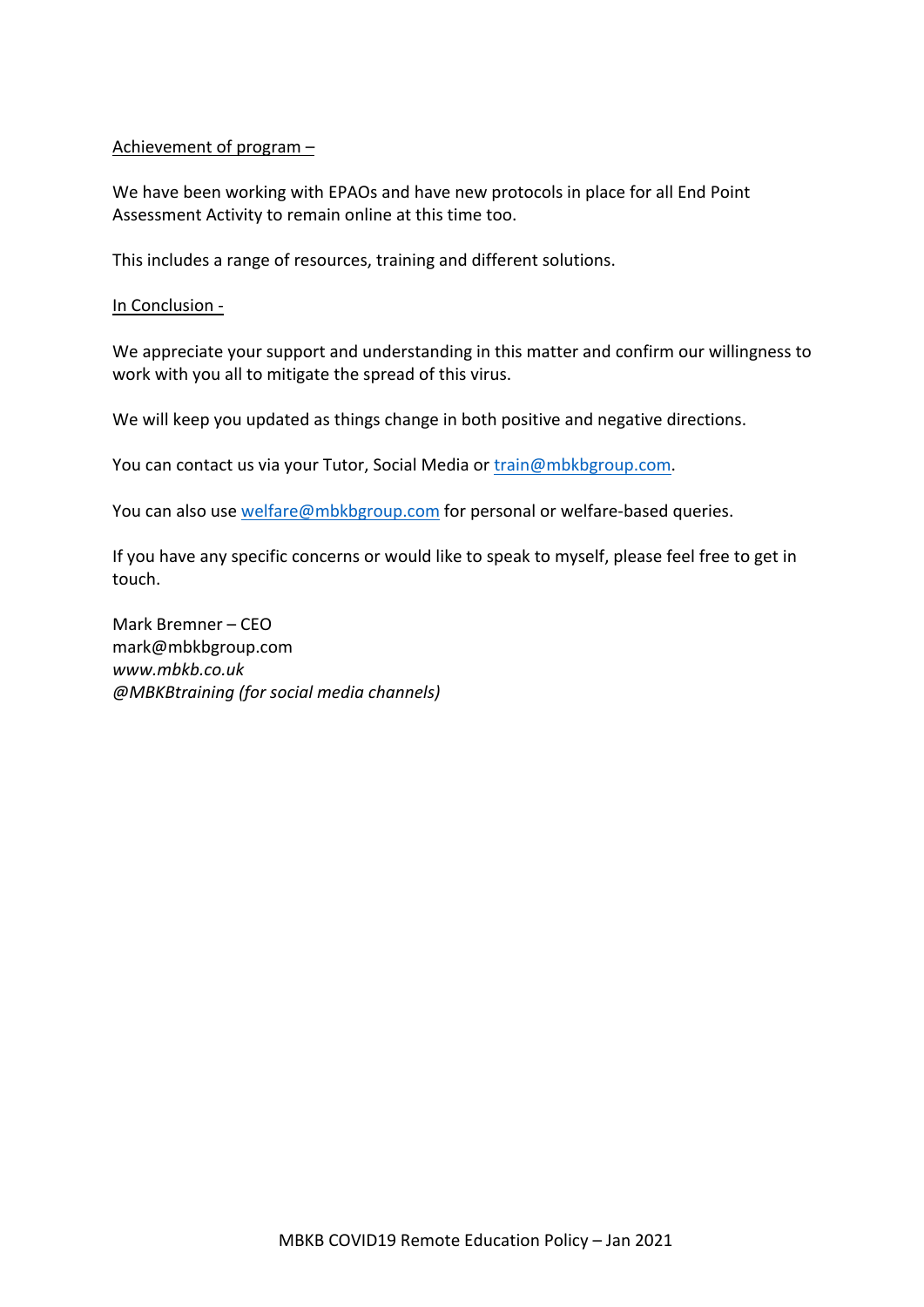<u>Achievement of program –</u>

We have been working with EPAOs and have new protocols in place for all End Point Assessment Activity to remain online at this time too.

This includes a range of resources, training and different solutions.

<u>In Conclusion -</u>

We appreciate your support and understanding in this matter and confirm our willingness to work with you all to mitigate the spread of this virus.

We will keep you updated as things change in both positive and negative directions.

You can contact us via your Tutor, Social Media or train@mbkbgroup.com.

You can also use welfare@mbkbgroup.com for personal or welfare-based queries.

If you have any specific concerns or would like to speak to myself, please feel free to get in touch.

Mark Bremner – CEO
mark@mbkbgroup.com
*www.mbkb.co.uk*
*@MBKBtraining (for social media channels)*